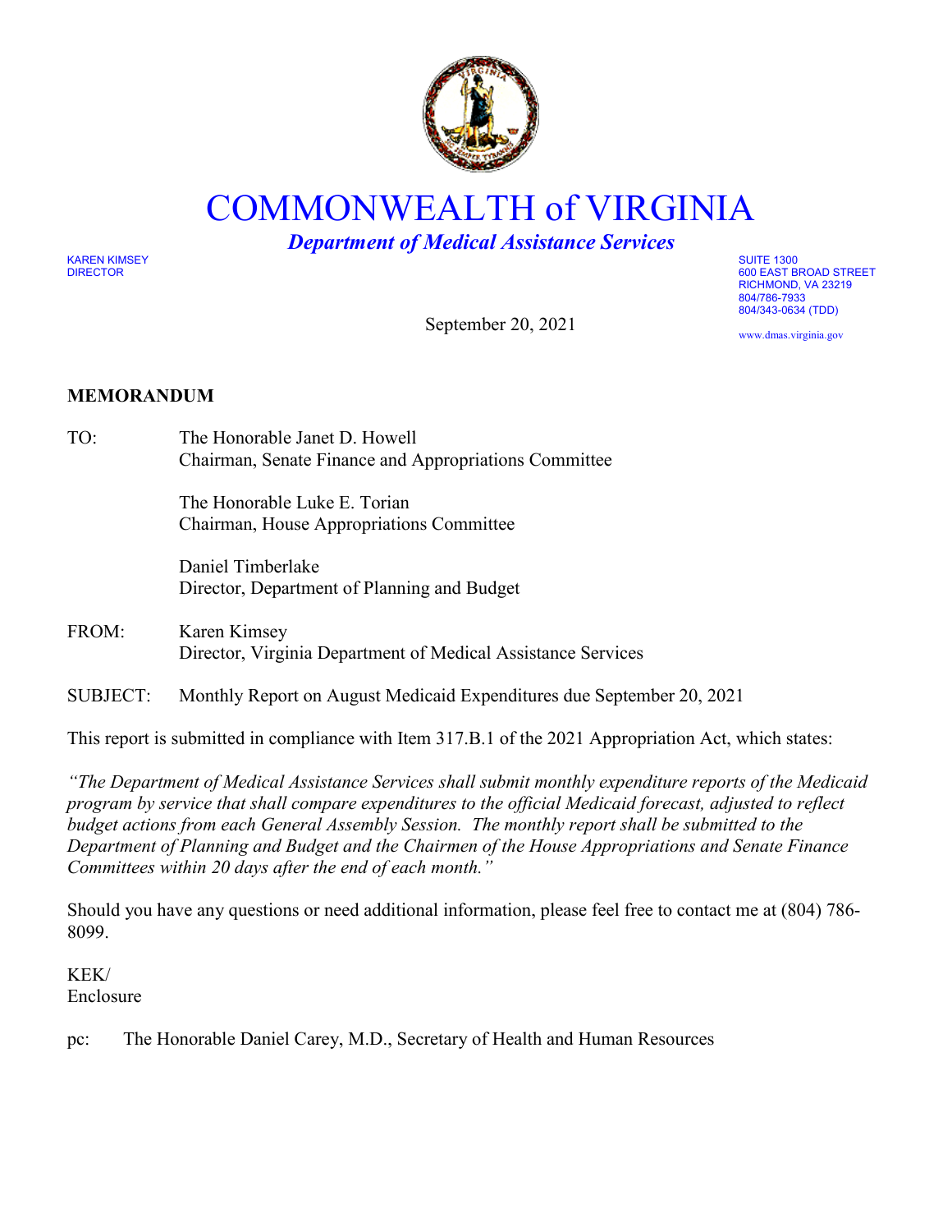# COMMONWEALTH of VIRGINIA

***Department of Medical Assistance Services***

KAREN KIMSEY
DIRECTOR

SUITE 1300
600 EAST BROAD STREET
RICHMOND, VA 23219
804/786-7933
804/343-0634 (TDD)
www.dmas.virginia.gov

September 20, 2021

**MEMORANDUM**

TO: The Honorable Janet D. Howell
Chairman, Senate Finance and Appropriations Committee

The Honorable Luke E. Torian
Chairman, House Appropriations Committee

Daniel Timberlake
Director, Department of Planning and Budget

FROM: Karen Kimsey
Director, Virginia Department of Medical Assistance Services

SUBJECT: Monthly Report on August Medicaid Expenditures due September 20, 2021

This report is submitted in compliance with Item 317.B.1 of the 2021 Appropriation Act, which states:

*"The Department of Medical Assistance Services shall submit monthly expenditure reports of the Medicaid program by service that shall compare expenditures to the official Medicaid forecast, adjusted to reflect budget actions from each General Assembly Session. The monthly report shall be submitted to the Department of Planning and Budget and the Chairmen of the House Appropriations and Senate Finance Committees within 20 days after the end of each month."*

Should you have any questions or need additional information, please feel free to contact me at (804) 786-8099.

KEK/
Enclosure

pc: The Honorable Daniel Carey, M.D., Secretary of Health and Human Resources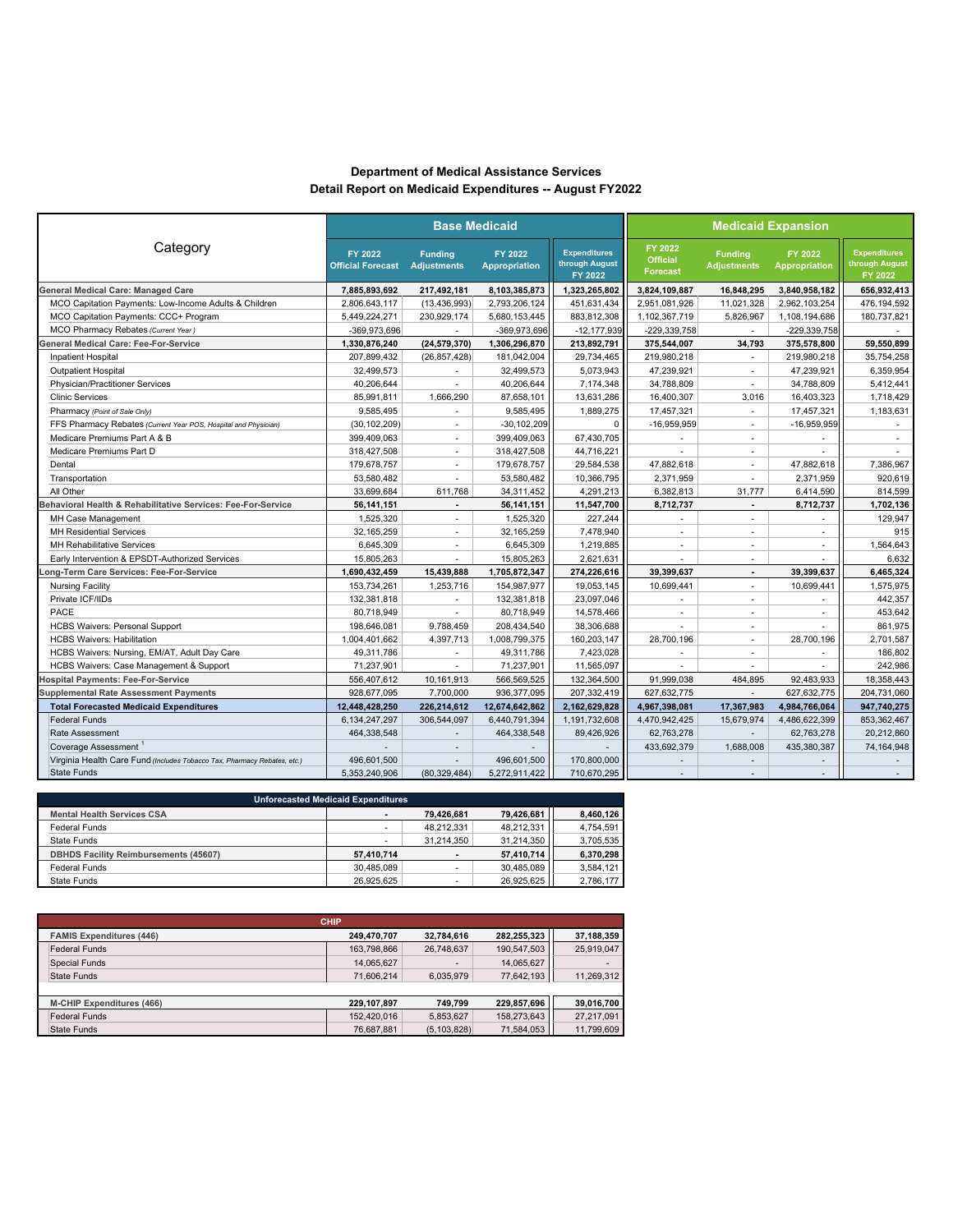## Department of Medical Assistance Services
## Detail Report on Medicaid Expenditures -- August FY2022

| Category | Base Medicaid | | | | Medicaid Expansion | | | |
|---|---|---|---|---|---|---|---|---|
| | FY 2022 Official Forecast | Funding Adjustments | FY 2022 Appropriation | Expenditures through August FY 2022 | FY 2022 Official Forecast | Funding Adjustments | FY 2022 Appropriation | Expenditures through August FY 2022 |
| **General Medical Care: Managed Care** | **7,885,893,692** | **217,492,181** | **8,103,385,873** | **1,323,265,802** | **3,824,109,887** | **16,848,295** | **3,840,958,182** | **656,932,413** |
| MCO Capitation Payments: Low-Income Adults & Children | 2,806,643,117 | (13,436,993) | 2,793,206,124 | 451,631,434 | 2,951,081,926 | 11,021,328 | 2,962,103,254 | 476,194,592 |
| MCO Capitation Payments: CCC+ Program | 5,449,224,271 | 230,929,174 | 5,680,153,445 | 883,812,308 | 1,102,367,719 | 5,826,967 | 1,108,194,686 | 180,737,821 |
| MCO Pharmacy Rebates *(Current Year)* | -369,973,696 | - | -369,973,696 | -12,177,939 | -229,339,758 | - | -229,339,758 | - |
| **General Medical Care: Fee-For-Service** | **1,330,876,240** | **(24,579,370)** | **1,306,296,870** | **213,892,791** | **375,544,007** | **34,793** | **375,578,800** | **59,550,899** |
| Inpatient Hospital | 207,899,432 | (26,857,428) | 181,042,004 | 29,734,465 | 219,980,218 | - | 219,980,218 | 35,754,258 |
| Outpatient Hospital | 32,499,573 | - | 32,499,573 | 5,073,943 | 47,239,921 | - | 47,239,921 | 6,359,954 |
| Physician/Practitioner Services | 40,206,644 | - | 40,206,644 | 7,174,348 | 34,788,809 | - | 34,788,809 | 5,412,441 |
| Clinic Services | 85,991,811 | 1,666,290 | 87,658,101 | 13,631,286 | 16,400,307 | 3,016 | 16,403,323 | 1,718,429 |
| Pharmacy *(Point of Sale Only)* | 9,585,495 | - | 9,585,495 | 1,889,275 | 17,457,321 | - | 17,457,321 | 1,183,631 |
| FFS Pharmacy Rebates *(Current Year POS, Hospital and Physician)* | (30,102,209) | - | -30,102,209 | 0 | -16,959,959 | - | -16,959,959 | - |
| Medicare Premiums Part A & B | 399,409,063 | - | 399,409,063 | 67,430,705 | - | - | - | - |
| Medicare Premiums Part D | 318,427,508 | - | 318,427,508 | 44,716,221 | - | - | - | - |
| Dental | 179,678,757 | - | 179,678,757 | 29,584,538 | 47,882,618 | - | 47,882,618 | 7,386,967 |
| Transportation | 53,580,482 | - | 53,580,482 | 10,366,795 | 2,371,959 | - | 2,371,959 | 920,619 |
| All Other | 33,699,684 | 611,768 | 34,311,452 | 4,291,213 | 6,382,813 | 31,777 | 6,414,590 | 814,599 |
| **Behavioral Health & Rehabilitative Services: Fee-For-Service** | **56,141,151** | **-** | **56,141,151** | **11,547,700** | **8,712,737** | **-** | **8,712,737** | **1,702,136** |
| MH Case Management | 1,525,320 | - | 1,525,320 | 227,244 | - | - | - | 129,947 |
| MH Residential Services | 32,165,259 | - | 32,165,259 | 7,478,940 | - | - | - | 915 |
| MH Rehabilitative Services | 6,645,309 | - | 6,645,309 | 1,219,885 | - | - | - | 1,564,643 |
| Early Intervention & EPSDT-Authorized Services | 15,805,263 | - | 15,805,263 | 2,621,631 | - | - | - | 6,632 |
| **Long-Term Care Services: Fee-For-Service** | **1,690,432,459** | **15,439,888** | **1,705,872,347** | **274,226,616** | **39,399,637** | **-** | **39,399,637** | **6,465,324** |
| Nursing Facility | 153,734,261 | 1,253,716 | 154,987,977 | 19,053,145 | 10,699,441 | - | 10,699,441 | 1,575,975 |
| Private ICF/IIDs | 132,381,818 | - | 132,381,818 | 23,097,046 | - | - | - | 442,357 |
| PACE | 80,718,949 | - | 80,718,949 | 14,578,466 | - | - | - | 453,642 |
| HCBS Waivers: Personal Support | 198,646,081 | 9,788,459 | 208,434,540 | 38,306,688 | - | - | - | 861,975 |
| HCBS Waivers: Habilitation | 1,004,401,662 | 4,397,713 | 1,008,799,375 | 160,203,147 | 28,700,196 | - | 28,700,196 | 2,701,587 |
| HCBS Waivers: Nursing, EM/AT, Adult Day Care | 49,311,786 | - | 49,311,786 | 7,423,028 | - | - | - | 186,802 |
| HCBS Waivers: Case Management & Support | 71,237,901 | - | 71,237,901 | 11,565,097 | - | - | - | 242,986 |
| **Hospital Payments: Fee-For-Service** | 556,407,612 | 10,161,913 | 566,569,525 | 132,364,500 | 91,999,038 | 484,895 | 92,483,933 | 18,358,443 |
| **Supplemental Rate Assessment Payments** | 928,677,095 | 7,700,000 | 936,377,095 | 207,332,419 | 627,632,775 | - | 627,632,775 | 204,731,060 |
| **Total Forecasted Medicaid Expenditures** | **12,448,428,250** | **226,214,612** | **12,674,642,862** | **2,162,629,828** | **4,967,398,081** | **17,367,983** | **4,984,766,064** | **947,740,275** |
| Federal Funds | 6,134,247,297 | 306,544,097 | 6,440,791,394 | 1,191,732,608 | 4,470,942,425 | 15,679,974 | 4,486,622,399 | 853,362,467 |
| Rate Assessment | 464,338,548 | - | 464,338,548 | 89,426,926 | 62,763,278 | - | 62,763,278 | 20,212,860 |
| Coverage Assessment [1] | - | - | - | - | 433,692,379 | 1,688,008 | 435,380,387 | 74,164,948 |
| Virginia Health Care Fund *(Includes Tobacco Tax, Pharmacy Rebates, etc.)* | 496,601,500 | - | 496,601,500 | 170,800,000 | - | - | - | - |
| State Funds | 5,353,240,906 | (80,329,484) | 5,272,911,422 | 710,670,295 | - | - | - | - |

| Unforecasted Medicaid Expenditures | | | | |
|---|---|---|---|---|
| **Mental Health Services CSA** | **-** | **79,426,681** | **79,426,681** | **8,460,126** |
| Federal Funds | - | 48,212,331 | 48,212,331 | 4,754,591 |
| State Funds | - | 31,214,350 | 31,214,350 | 3,705,535 |
| **DBHDS Facility Reimbursements (45607)** | **57,410,714** | **-** | **57,410,714** | **6,370,298** |
| Federal Funds | 30,485,089 | - | 30,485,089 | 3,584,121 |
| State Funds | 26,925,625 | - | 26,925,625 | 2,786,177 |

| CHIP | | | | |
|---|---|---|---|---|
| **FAMIS Expenditures (446)** | **249,470,707** | **32,784,616** | **282,255,323** | **37,188,359** |
| Federal Funds | 163,798,866 | 26,748,637 | 190,547,503 | 25,919,047 |
| Special Funds | 14,065,627 | - | 14,065,627 | - |
| State Funds | 71,606,214 | 6,035,979 | 77,642,193 | 11,269,312 |
| | | | | |
| **M-CHIP Expenditures (466)** | **229,107,897** | **749,799** | **229,857,696** | **39,016,700** |
| Federal Funds | 152,420,016 | 5,853,627 | 158,273,643 | 27,217,091 |
| State Funds | 76,687,881 | (5,103,828) | 71,584,053 | 11,799,609 |